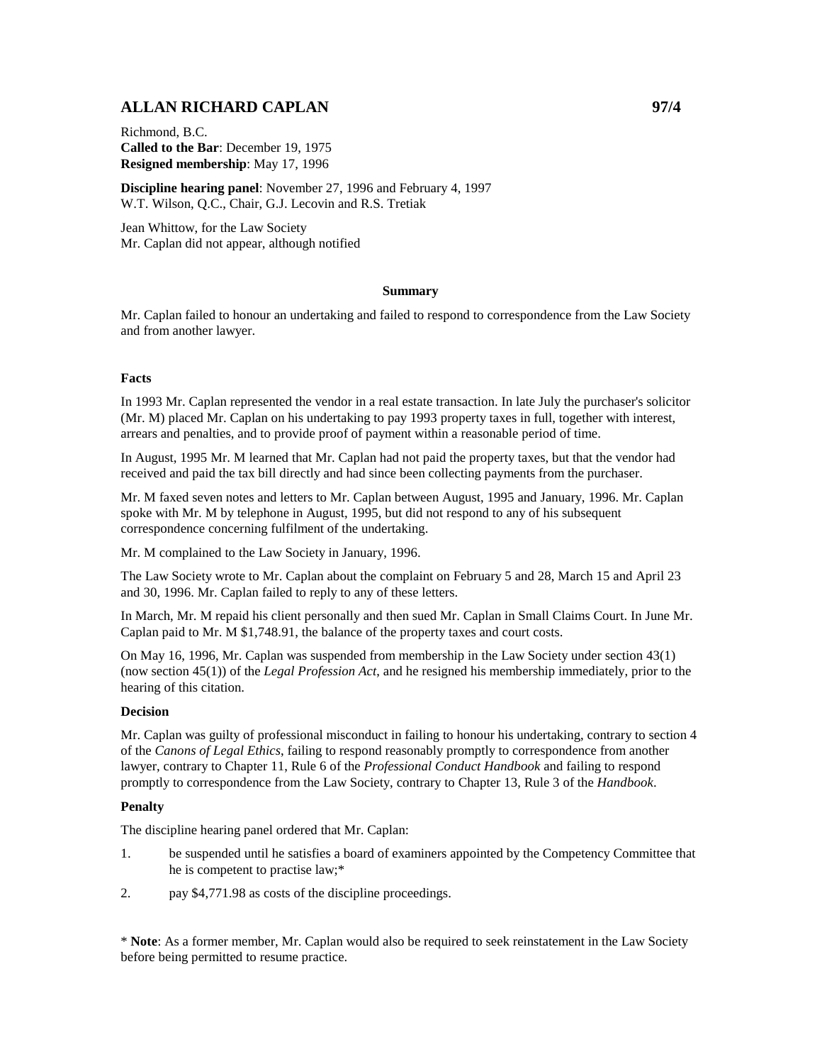# ALLAN RICHARD CAPLAN 97/4

Richmond, B.C.
**Called to the Bar**: December 19, 1975
**Resigned membership**: May 17, 1996

**Discipline hearing panel**: November 27, 1996 and February 4, 1997
W.T. Wilson, Q.C., Chair, G.J. Lecovin and R.S. Tretiak

Jean Whittow, for the Law Society
Mr. Caplan did not appear, although notified

## Summary

Mr. Caplan failed to honour an undertaking and failed to respond to correspondence from the Law Society and from another lawyer.

### Facts

In 1993 Mr. Caplan represented the vendor in a real estate transaction. In late July the purchaser's solicitor (Mr. M) placed Mr. Caplan on his undertaking to pay 1993 property taxes in full, together with interest, arrears and penalties, and to provide proof of payment within a reasonable period of time.

In August, 1995 Mr. M learned that Mr. Caplan had not paid the property taxes, but that the vendor had received and paid the tax bill directly and had since been collecting payments from the purchaser.

Mr. M faxed seven notes and letters to Mr. Caplan between August, 1995 and January, 1996. Mr. Caplan spoke with Mr. M by telephone in August, 1995, but did not respond to any of his subsequent correspondence concerning fulfilment of the undertaking.

Mr. M complained to the Law Society in January, 1996.

The Law Society wrote to Mr. Caplan about the complaint on February 5 and 28, March 15 and April 23 and 30, 1996. Mr. Caplan failed to reply to any of these letters.

In March, Mr. M repaid his client personally and then sued Mr. Caplan in Small Claims Court. In June Mr. Caplan paid to Mr. M $1,748.91, the balance of the property taxes and court costs.

On May 16, 1996, Mr. Caplan was suspended from membership in the Law Society under section 43(1) (now section 45(1)) of the *Legal Profession Act*, and he resigned his membership immediately, prior to the hearing of this citation.

### Decision

Mr. Caplan was guilty of professional misconduct in failing to honour his undertaking, contrary to section 4 of the *Canons of Legal Ethics*, failing to respond reasonably promptly to correspondence from another lawyer, contrary to Chapter 11, Rule 6 of the *Professional Conduct Handbook* and failing to respond promptly to correspondence from the Law Society, contrary to Chapter 13, Rule 3 of the *Handbook*.

### Penalty

The discipline hearing panel ordered that Mr. Caplan:

1. be suspended until he satisfies a board of examiners appointed by the Competency Committee that he is competent to practise law;*
2. pay $4,771.98 as costs of the discipline proceedings.

\* **Note**: As a former member, Mr. Caplan would also be required to seek reinstatement in the Law Society before being permitted to resume practice.